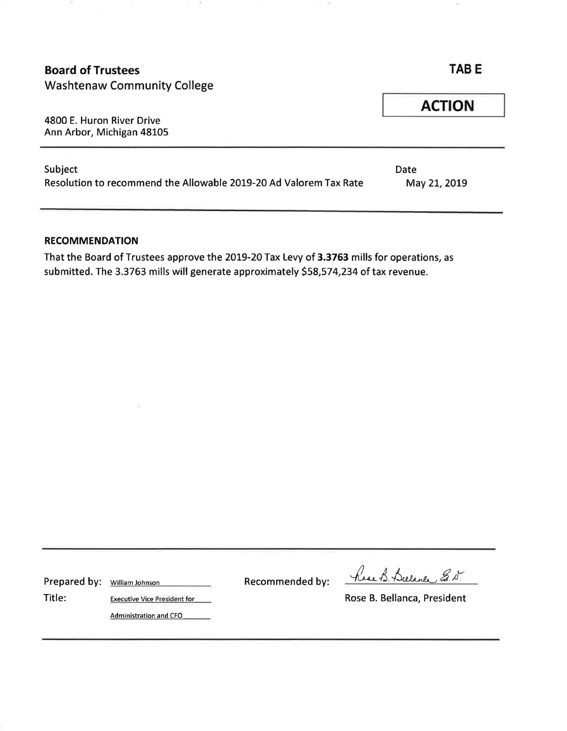**Board of Trustees**
Washtenaw Community College

4800 E. Huron River Drive
Ann Arbor, Michigan 48105

**TAB E**

**ACTION**

| Subject | Date |
| --- | --- |
| Resolution to recommend the Allowable 2019-20 Ad Valorem Tax Rate | May 21, 2019 |

**RECOMMENDATION**

That the Board of Trustees approve the 2019-20 Tax Levy of **3.3763** mills for operations, as submitted. The 3.3763 mills will generate approximately $58,574,234 of tax revenue.

Prepared by: William Johnson

Title: Executive Vice President for Administration and CFO

Recommended by: Rose B. Bellanca, Ed.D.

Rose B. Bellanca, President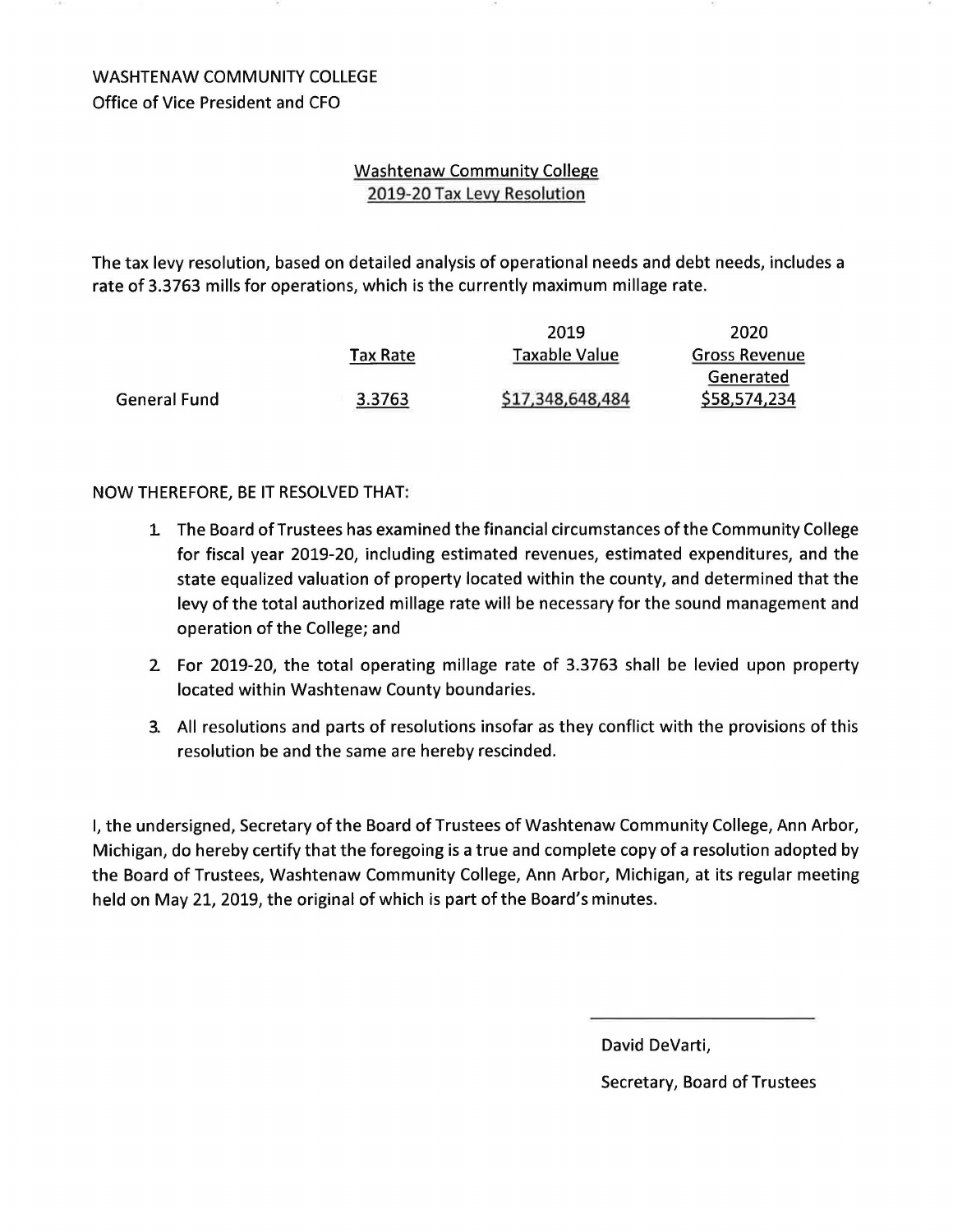WASHTENAW COMMUNITY COLLEGE
Office of Vice President and CFO

## Washtenaw Community College
## 2019-20 Tax Levy Resolution

The tax levy resolution, based on detailed analysis of operational needs and debt needs, includes a rate of 3.3763 mills for operations, which is the currently maximum millage rate.

| | Tax Rate | 2019 Taxable Value | 2020 Gross Revenue Generated |
|---|---|---|---|
| General Fund | 3.3763 | $17,348,648,484 | $58,574,234 |

NOW THEREFORE, BE IT RESOLVED THAT:

1. The Board of Trustees has examined the financial circumstances of the Community College for fiscal year 2019-20, including estimated revenues, estimated expenditures, and the state equalized valuation of property located within the county, and determined that the levy of the total authorized millage rate will be necessary for the sound management and operation of the College; and
2. For 2019-20, the total operating millage rate of 3.3763 shall be levied upon property located within Washtenaw County boundaries.
3. All resolutions and parts of resolutions insofar as they conflict with the provisions of this resolution be and the same are hereby rescinded.

I, the undersigned, Secretary of the Board of Trustees of Washtenaw Community College, Ann Arbor, Michigan, do hereby certify that the foregoing is a true and complete copy of a resolution adopted by the Board of Trustees, Washtenaw Community College, Ann Arbor, Michigan, at its regular meeting held on May 21, 2019, the original of which is part of the Board's minutes.

David DeVarti,

Secretary, Board of Trustees